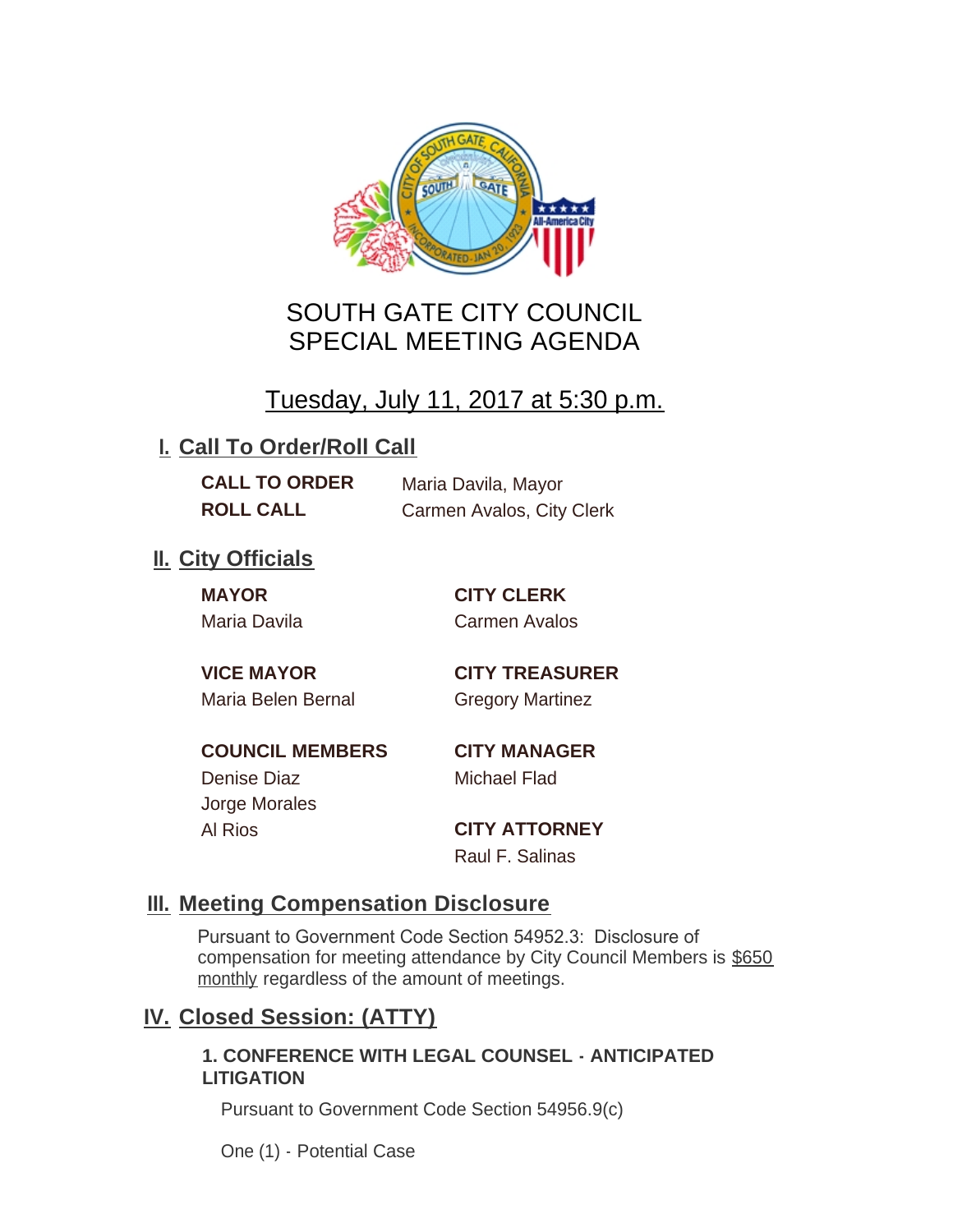# SOUTH GATE CITY COUNCIL
# SPECIAL MEETING AGENDA

## Tuesday, July 11, 2017 at 5:30 p.m.

## I. Call To Order/Roll Call

**CALL TO ORDER** Maria Davila, Mayor

**ROLL CALL** Carmen Avalos, City Clerk

## II. City Officials

**MAYOR**
Maria Davila

**VICE MAYOR**
Maria Belen Bernal

**COUNCIL MEMBERS**
Denise Diaz
Jorge Morales
Al Rios

**CITY CLERK**
Carmen Avalos

**CITY TREASURER**
Gregory Martinez

**CITY MANAGER**
Michael Flad

**CITY ATTORNEY**
Raul F. Salinas

## III. Meeting Compensation Disclosure

Pursuant to Government Code Section 54952.3: Disclosure of compensation for meeting attendance by City Council Members is $650 monthly regardless of the amount of meetings.

## IV. Closed Session: (ATTY)

**1. CONFERENCE WITH LEGAL COUNSEL - ANTICIPATED LITIGATION**

Pursuant to Government Code Section 54956.9(c)

One (1) - Potential Case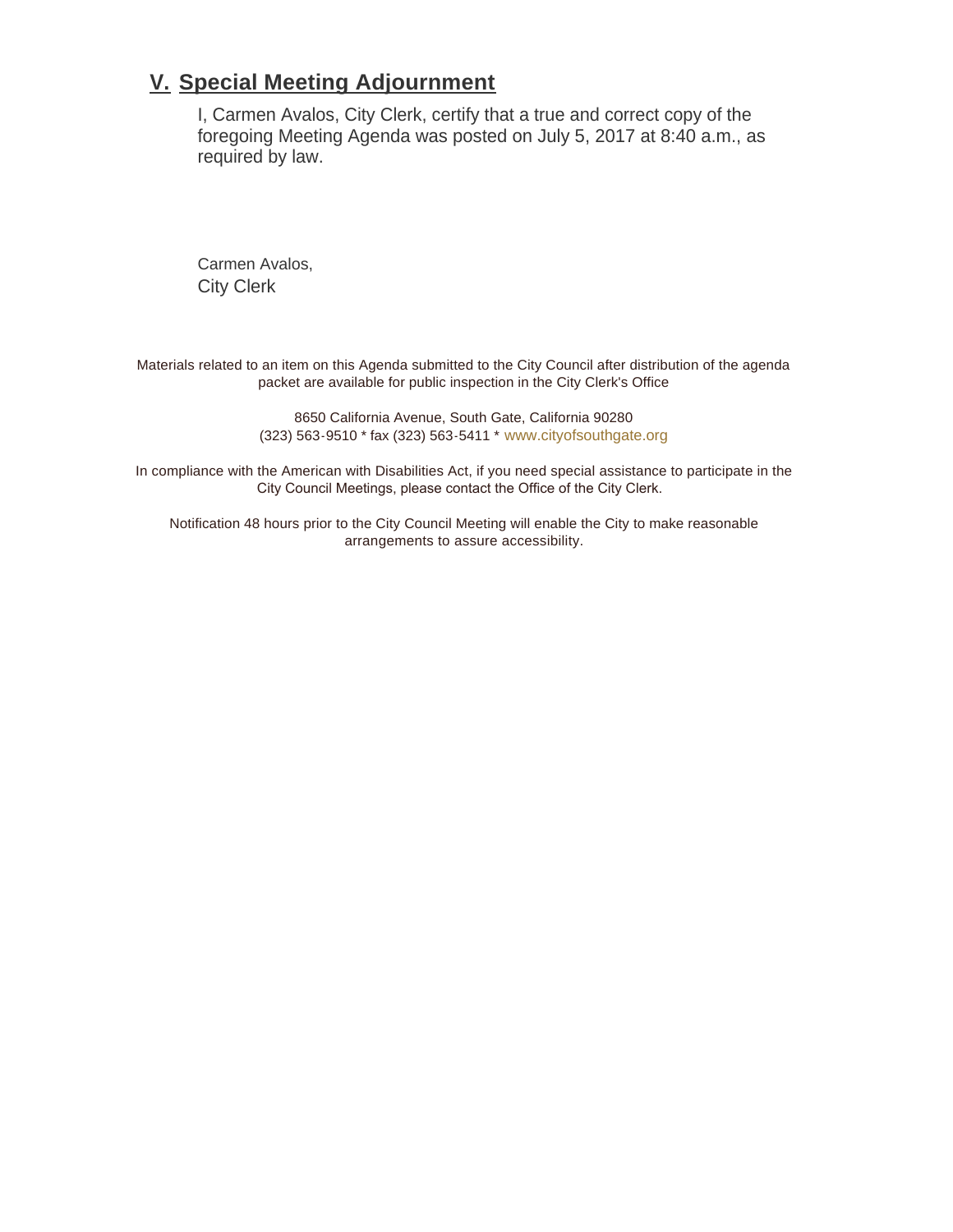## V. Special Meeting Adjournment

I, Carmen Avalos, City Clerk, certify that a true and correct copy of the foregoing Meeting Agenda was posted on July 5, 2017 at 8:40 a.m., as required by law.

Carmen Avalos,
City Clerk

Materials related to an item on this Agenda submitted to the City Council after distribution of the agenda packet are available for public inspection in the City Clerk's Office

8650 California Avenue, South Gate, California 90280
(323) 563-9510 * fax (323) 563-5411 * www.cityofsouthgate.org

In compliance with the American with Disabilities Act, if you need special assistance to participate in the City Council Meetings, please contact the Office of the City Clerk.

Notification 48 hours prior to the City Council Meeting will enable the City to make reasonable arrangements to assure accessibility.